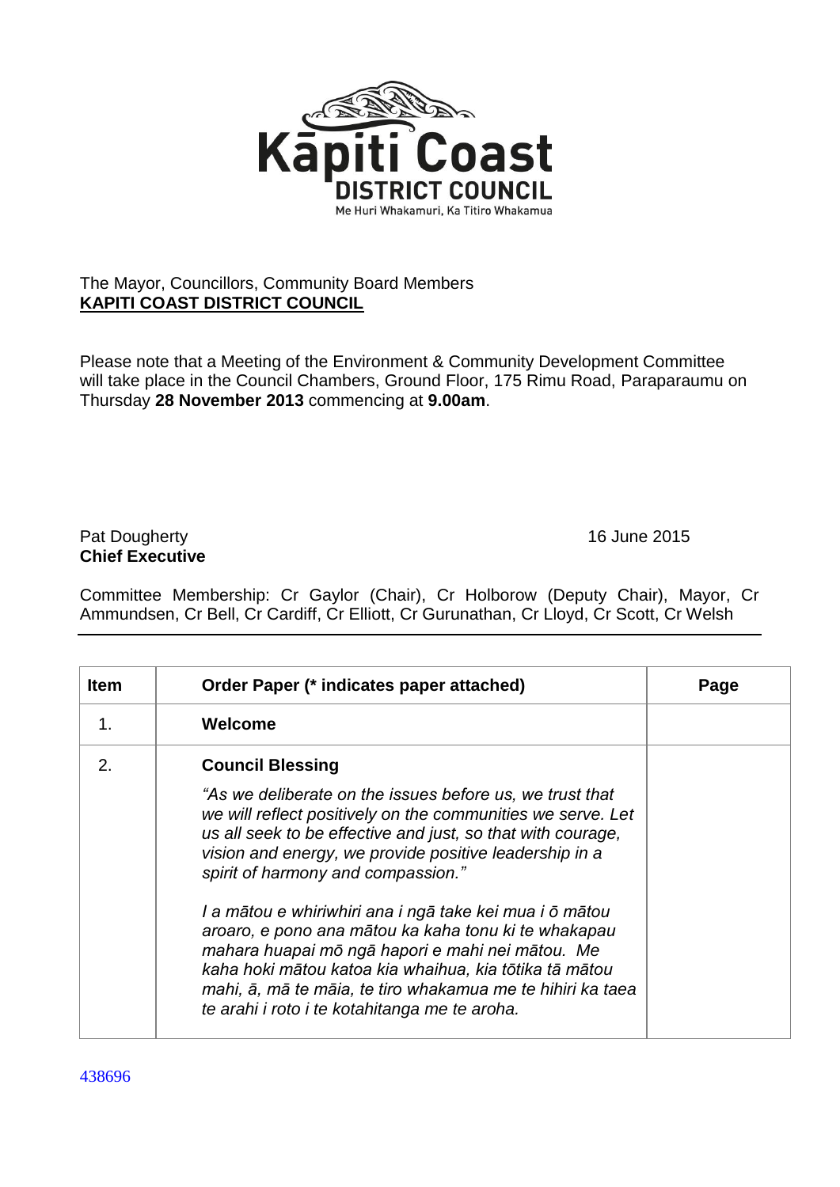Kāpiti Coast
DISTRICT COUNCIL
Me Huri Whakamuri, Ka Titiro Whakamua

The Mayor, Councillors, Community Board Members
**KAPITI COAST DISTRICT COUNCIL**

Please note that a Meeting of the Environment & Community Development Committee will take place in the Council Chambers, Ground Floor, 175 Rimu Road, Paraparaumu on Thursday **28 November 2013** commencing at **9.00am**.

Pat Dougherty
**Chief Executive**

16 June 2015

Committee Membership: Cr Gaylor (Chair), Cr Holborow (Deputy Chair), Mayor, Cr Ammundsen, Cr Bell, Cr Cardiff, Cr Elliott, Cr Gurunathan, Cr Lloyd, Cr Scott, Cr Welsh

| Item | Order Paper (* indicates paper attached) | Page |
|---|---|---|
| 1. | **Welcome** | |
| 2. | **Council Blessing**<br><br>*"As we deliberate on the issues before us, we trust that we will reflect positively on the communities we serve. Let us all seek to be effective and just, so that with courage, vision and energy, we provide positive leadership in a spirit of harmony and compassion."*<br><br>*I a mātou e whiriwhiri ana i ngā take kei mua i ō mātou aroaro, e pono ana mātou ka kaha tonu ki te whakapau mahara huapai mō ngā hapori e mahi nei mātou. Me kaha hoki mātou katoa kia whaihua, kia tōtika tā mātou mahi, ā, mā te māia, te tiro whakamua me te hihiri ka taea te arahi i roto i te kotahitanga me te aroha.* | |

438696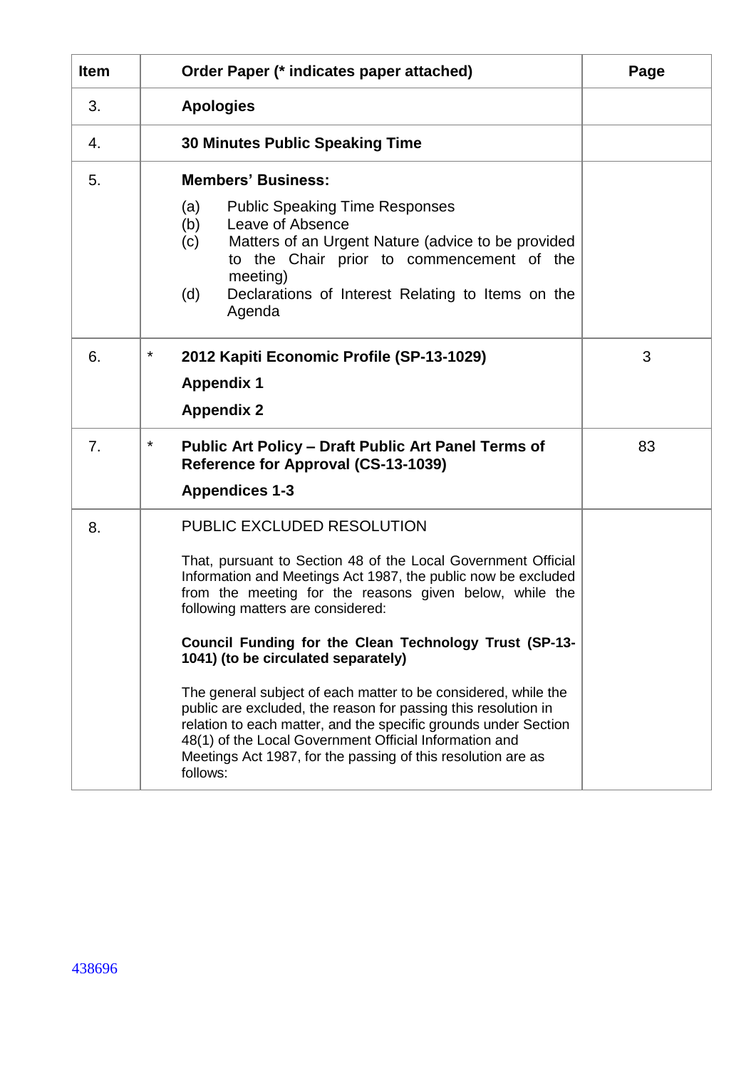| Item | | Order Paper (* indicates paper attached) | Page |
|---|---|---|---|
| 3. | | **Apologies** | |
| 4. | | **30 Minutes Public Speaking Time** | |
| 5. | | **Members' Business:**<br>(a) Public Speaking Time Responses<br>(b) Leave of Absence<br>(c) Matters of an Urgent Nature (advice to be provided to the Chair prior to commencement of the meeting)<br>(d) Declarations of Interest Relating to Items on the Agenda | |
| 6. | * | **2012 Kapiti Economic Profile (SP-13-1029)**<br>**Appendix 1**<br>**Appendix 2** | 3 |
| 7. | * | **Public Art Policy – Draft Public Art Panel Terms of Reference for Approval (CS-13-1039)**<br>**Appendices 1-3** | 83 |
| 8. | | PUBLIC EXCLUDED RESOLUTION<br><br>That, pursuant to Section 48 of the Local Government Official Information and Meetings Act 1987, the public now be excluded from the meeting for the reasons given below, while the following matters are considered:<br><br>**Council Funding for the Clean Technology Trust (SP-13-1041) (to be circulated separately)**<br><br>The general subject of each matter to be considered, while the public are excluded, the reason for passing this resolution in relation to each matter, and the specific grounds under Section 48(1) of the Local Government Official Information and Meetings Act 1987, for the passing of this resolution are as follows: | |

438696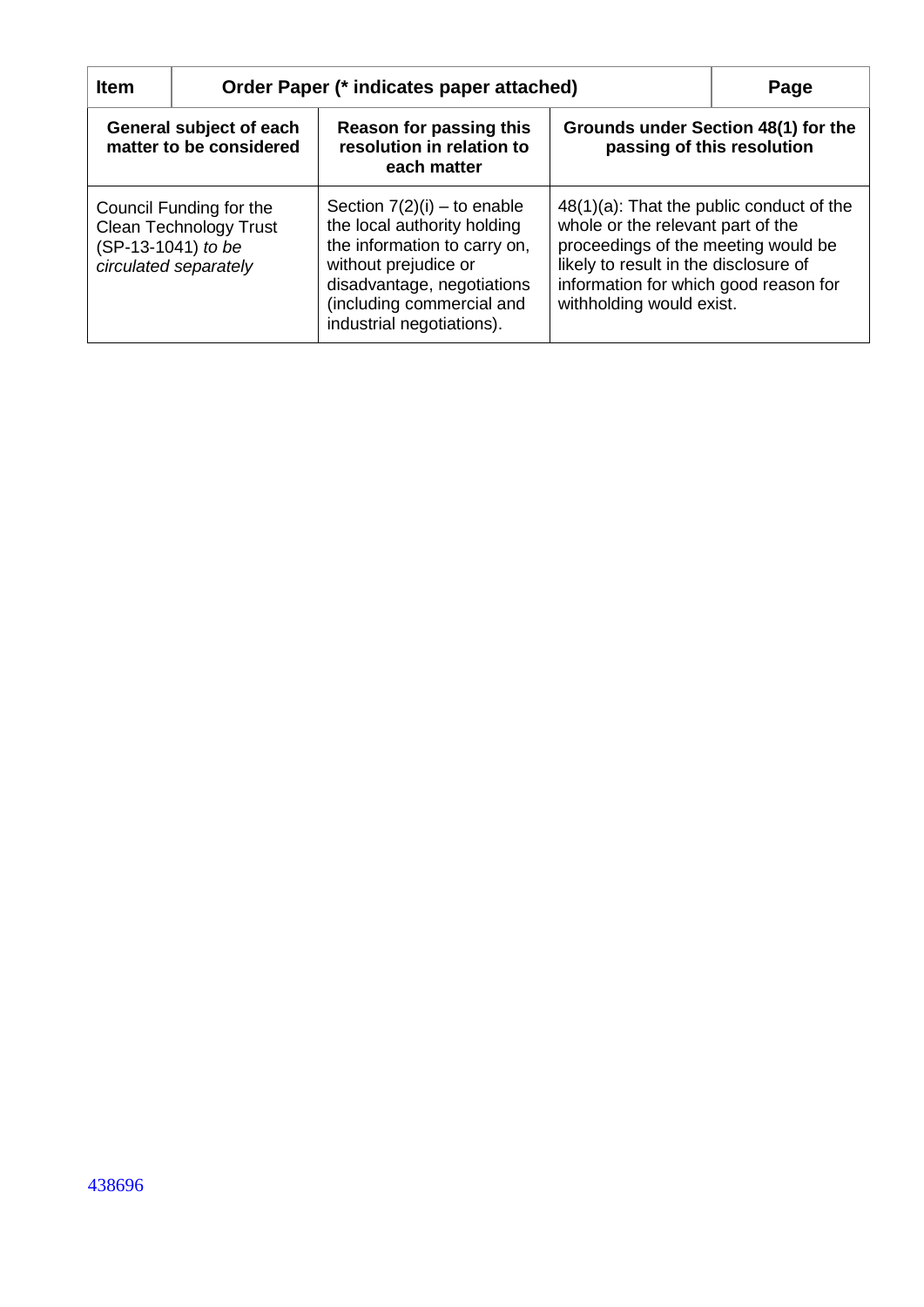| Item | Order Paper (* indicates paper attached) | | Page |
|---|---|---|---|
| **General subject of each matter to be considered** | **Reason for passing this resolution in relation to each matter** | **Grounds under Section 48(1) for the passing of this resolution** | |
| Council Funding for the Clean Technology Trust (SP-13-1041) *to be circulated separately* | Section 7(2)(i) – to enable the local authority holding the information to carry on, without prejudice or disadvantage, negotiations (including commercial and industrial negotiations). | 48(1)(a): That the public conduct of the whole or the relevant part of the proceedings of the meeting would be likely to result in the disclosure of information for which good reason for withholding would exist. | |

438696